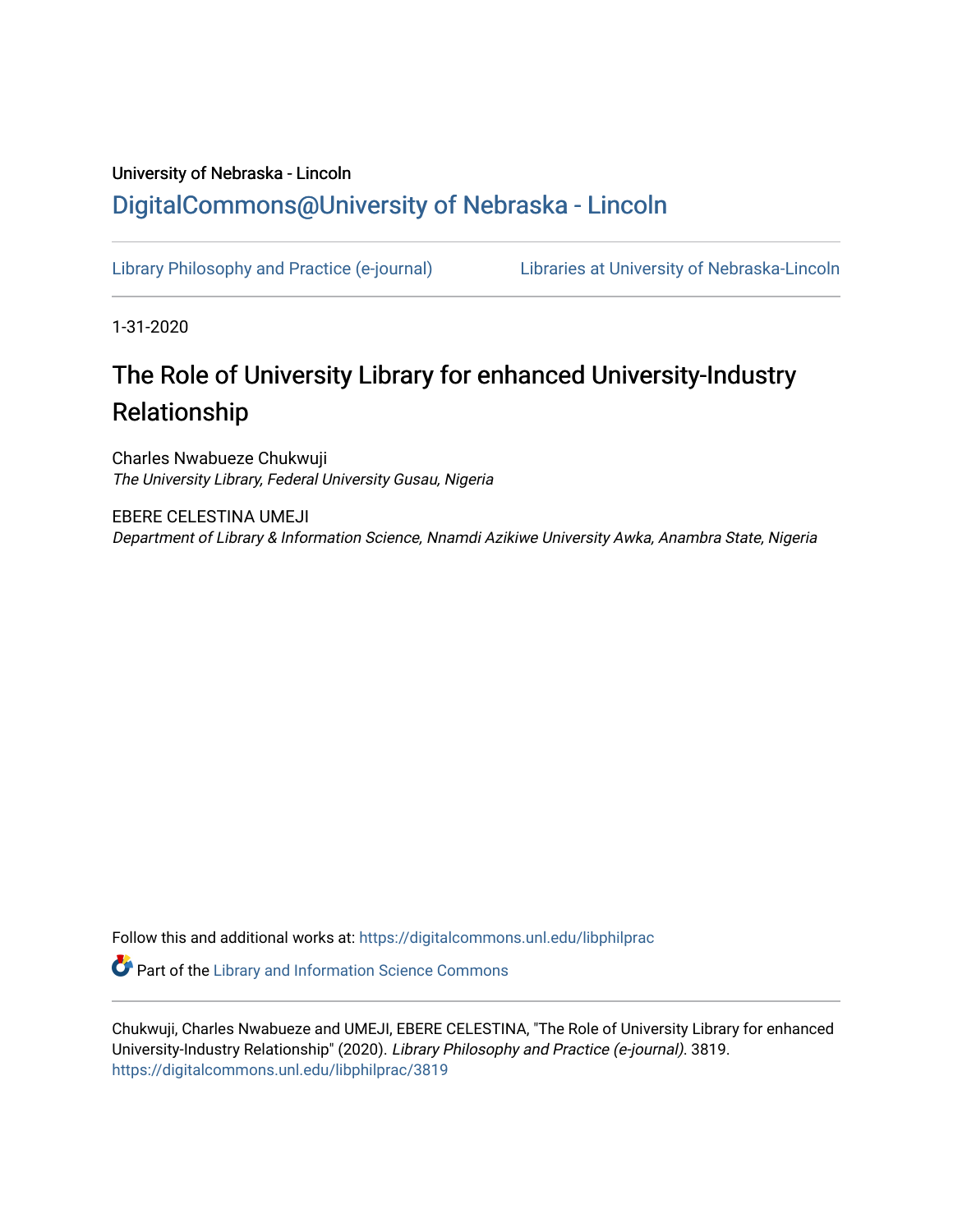University of Nebraska - Lincoln

## DigitalCommons@University of Nebraska - Lincoln

Library Philosophy and Practice (e-journal) | Libraries at University of Nebraska-Lincoln

1-31-2020

# The Role of University Library for enhanced University-Industry Relationship

Charles Nwabueze Chukwuji
*The University Library, Federal University Gusau, Nigeria*

EBERE CELESTINA UMEJI
*Department of Library & Information Science, Nnamdi Azikiwe University Awka, Anambra State, Nigeria*

Follow this and additional works at: https://digitalcommons.unl.edu/libphilprac

Part of the Library and Information Science Commons

Chukwuji, Charles Nwabueze and UMEJI, EBERE CELESTINA, "The Role of University Library for enhanced University-Industry Relationship" (2020). *Library Philosophy and Practice (e-journal)*. 3819.
https://digitalcommons.unl.edu/libphilprac/3819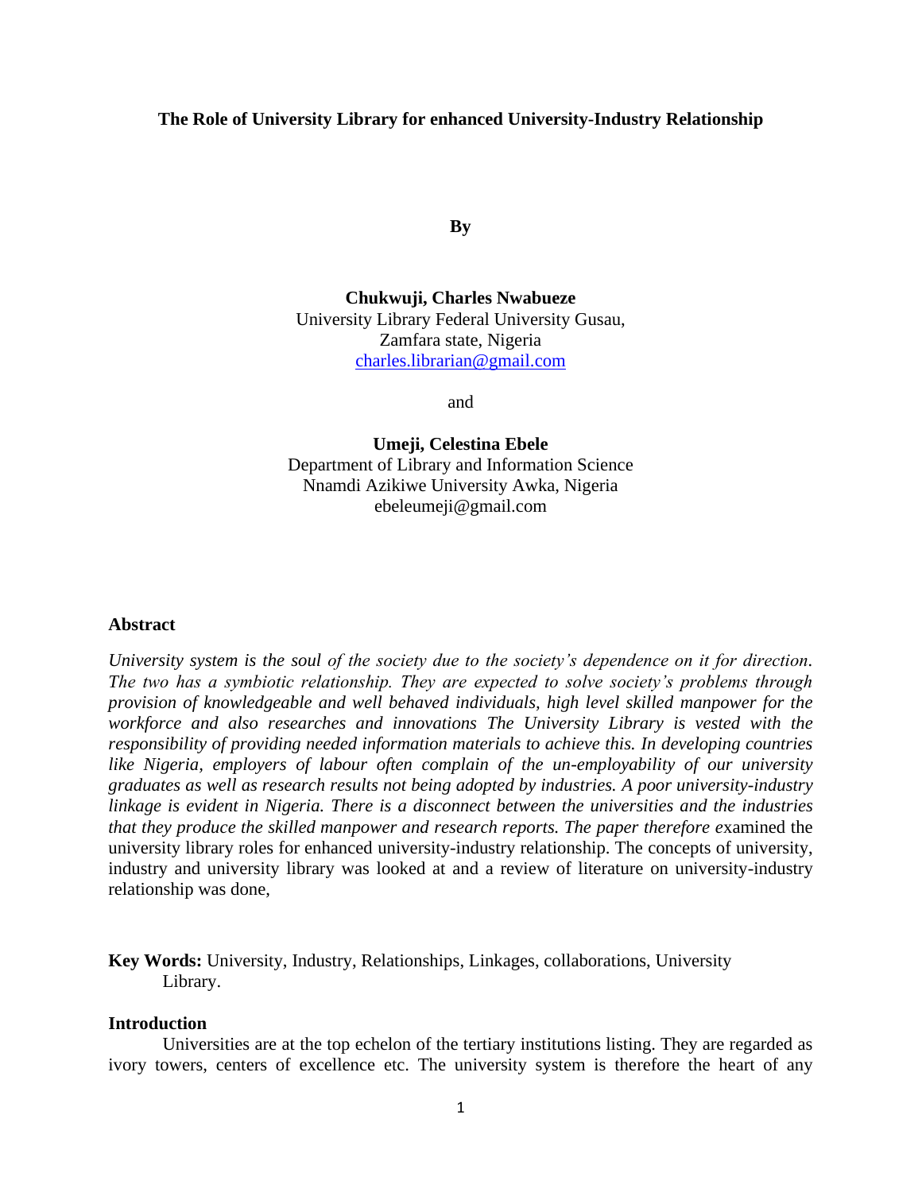**The Role of University Library for enhanced University-Industry Relationship**

**By**

**Chukwuji, Charles Nwabueze**
University Library Federal University Gusau,
Zamfara state, Nigeria
charles.librarian@gmail.com

and

**Umeji, Celestina Ebele**
Department of Library and Information Science
Nnamdi Azikiwe University Awka, Nigeria
ebeleumeji@gmail.com

## Abstract

*University system is the soul of the society due to the society's dependence on it for direction. The two has a symbiotic relationship. They are expected to solve society's problems through provision of knowledgeable and well behaved individuals, high level skilled manpower for the workforce and also researches and innovations The University Library is vested with the responsibility of providing needed information materials to achieve this. In developing countries like Nigeria, employers of labour often complain of the un-employability of our university graduates as well as research results not being adopted by industries. A poor university-industry linkage is evident in Nigeria. There is a disconnect between the universities and the industries that they produce the skilled manpower and research reports. The paper therefore e*xamined the university library roles for enhanced university-industry relationship. The concepts of university, industry and university library was looked at and a review of literature on university-industry relationship was done,

**Key Words:** University, Industry, Relationships, Linkages, collaborations, University Library.

## Introduction

Universities are at the top echelon of the tertiary institutions listing. They are regarded as ivory towers, centers of excellence etc. The university system is therefore the heart of any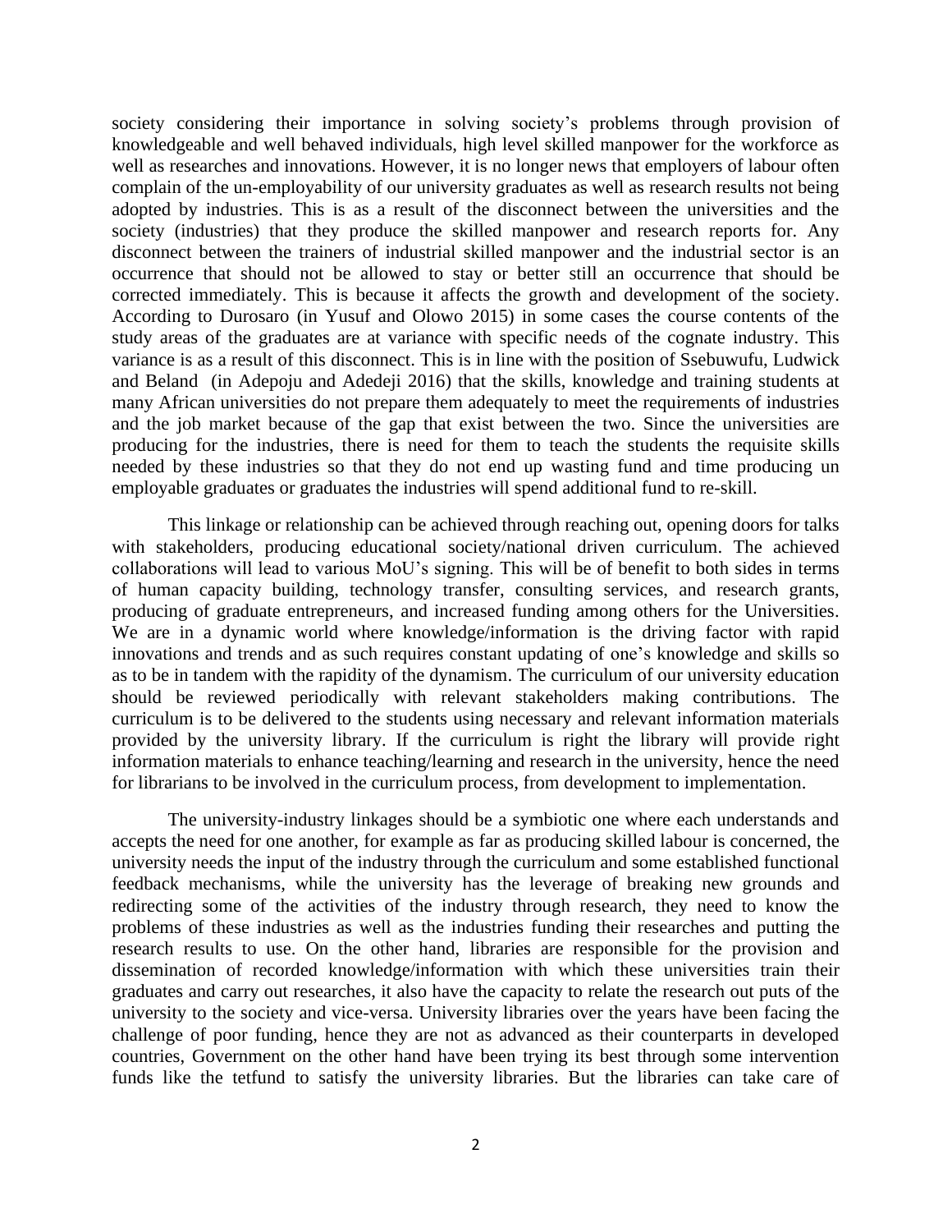society considering their importance in solving society's problems through provision of knowledgeable and well behaved individuals, high level skilled manpower for the workforce as well as researches and innovations. However, it is no longer news that employers of labour often complain of the un-employability of our university graduates as well as research results not being adopted by industries. This is as a result of the disconnect between the universities and the society (industries) that they produce the skilled manpower and research reports for. Any disconnect between the trainers of industrial skilled manpower and the industrial sector is an occurrence that should not be allowed to stay or better still an occurrence that should be corrected immediately. This is because it affects the growth and development of the society. According to Durosaro (in Yusuf and Olowo 2015) in some cases the course contents of the study areas of the graduates are at variance with specific needs of the cognate industry. This variance is as a result of this disconnect. This is in line with the position of Ssebuwufu, Ludwick and Beland (in Adepoju and Adedeji 2016) that the skills, knowledge and training students at many African universities do not prepare them adequately to meet the requirements of industries and the job market because of the gap that exist between the two. Since the universities are producing for the industries, there is need for them to teach the students the requisite skills needed by these industries so that they do not end up wasting fund and time producing un employable graduates or graduates the industries will spend additional fund to re-skill.

This linkage or relationship can be achieved through reaching out, opening doors for talks with stakeholders, producing educational society/national driven curriculum. The achieved collaborations will lead to various MoU's signing. This will be of benefit to both sides in terms of human capacity building, technology transfer, consulting services, and research grants, producing of graduate entrepreneurs, and increased funding among others for the Universities. We are in a dynamic world where knowledge/information is the driving factor with rapid innovations and trends and as such requires constant updating of one's knowledge and skills so as to be in tandem with the rapidity of the dynamism. The curriculum of our university education should be reviewed periodically with relevant stakeholders making contributions. The curriculum is to be delivered to the students using necessary and relevant information materials provided by the university library. If the curriculum is right the library will provide right information materials to enhance teaching/learning and research in the university, hence the need for librarians to be involved in the curriculum process, from development to implementation.

The university-industry linkages should be a symbiotic one where each understands and accepts the need for one another, for example as far as producing skilled labour is concerned, the university needs the input of the industry through the curriculum and some established functional feedback mechanisms, while the university has the leverage of breaking new grounds and redirecting some of the activities of the industry through research, they need to know the problems of these industries as well as the industries funding their researches and putting the research results to use. On the other hand, libraries are responsible for the provision and dissemination of recorded knowledge/information with which these universities train their graduates and carry out researches, it also have the capacity to relate the research out puts of the university to the society and vice-versa. University libraries over the years have been facing the challenge of poor funding, hence they are not as advanced as their counterparts in developed countries, Government on the other hand have been trying its best through some intervention funds like the tetfund to satisfy the university libraries. But the libraries can take care of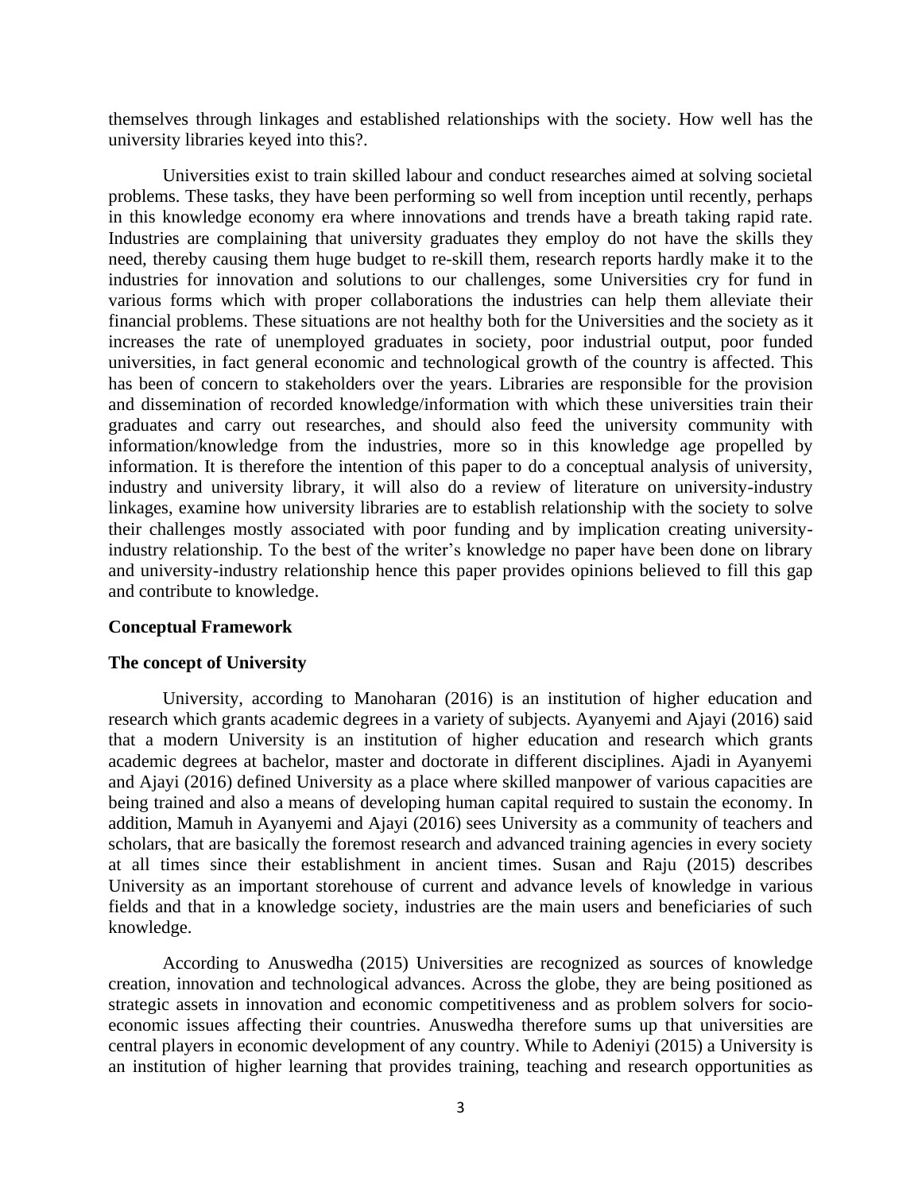themselves through linkages and established relationships with the society. How well has the university libraries keyed into this?.

Universities exist to train skilled labour and conduct researches aimed at solving societal problems. These tasks, they have been performing so well from inception until recently, perhaps in this knowledge economy era where innovations and trends have a breath taking rapid rate. Industries are complaining that university graduates they employ do not have the skills they need, thereby causing them huge budget to re-skill them, research reports hardly make it to the industries for innovation and solutions to our challenges, some Universities cry for fund in various forms which with proper collaborations the industries can help them alleviate their financial problems. These situations are not healthy both for the Universities and the society as it increases the rate of unemployed graduates in society, poor industrial output, poor funded universities, in fact general economic and technological growth of the country is affected. This has been of concern to stakeholders over the years. Libraries are responsible for the provision and dissemination of recorded knowledge/information with which these universities train their graduates and carry out researches, and should also feed the university community with information/knowledge from the industries, more so in this knowledge age propelled by information. It is therefore the intention of this paper to do a conceptual analysis of university, industry and university library, it will also do a review of literature on university-industry linkages, examine how university libraries are to establish relationship with the society to solve their challenges mostly associated with poor funding and by implication creating university-industry relationship. To the best of the writer's knowledge no paper have been done on library and university-industry relationship hence this paper provides opinions believed to fill this gap and contribute to knowledge.

## Conceptual Framework

### The concept of University

University, according to Manoharan (2016) is an institution of higher education and research which grants academic degrees in a variety of subjects. Ayanyemi and Ajayi (2016) said that a modern University is an institution of higher education and research which grants academic degrees at bachelor, master and doctorate in different disciplines. Ajadi in Ayanyemi and Ajayi (2016) defined University as a place where skilled manpower of various capacities are being trained and also a means of developing human capital required to sustain the economy. In addition, Mamuh in Ayanyemi and Ajayi (2016) sees University as a community of teachers and scholars, that are basically the foremost research and advanced training agencies in every society at all times since their establishment in ancient times. Susan and Raju (2015) describes University as an important storehouse of current and advance levels of knowledge in various fields and that in a knowledge society, industries are the main users and beneficiaries of such knowledge.

According to Anuswedha (2015) Universities are recognized as sources of knowledge creation, innovation and technological advances. Across the globe, they are being positioned as strategic assets in innovation and economic competitiveness and as problem solvers for socio-economic issues affecting their countries. Anuswedha therefore sums up that universities are central players in economic development of any country. While to Adeniyi (2015) a University is an institution of higher learning that provides training, teaching and research opportunities as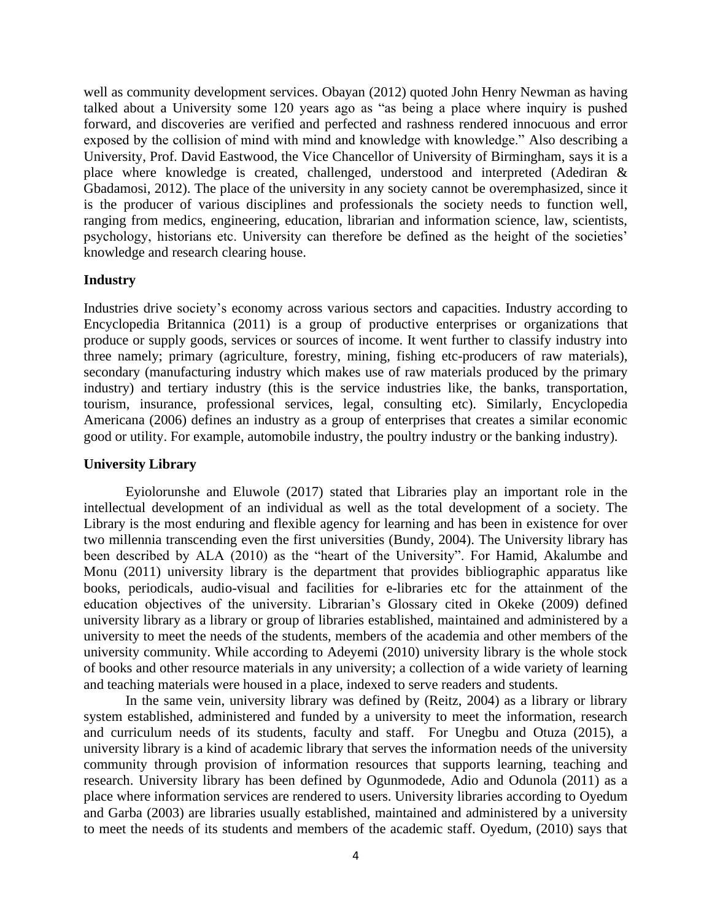well as community development services. Obayan (2012) quoted John Henry Newman as having talked about a University some 120 years ago as "as being a place where inquiry is pushed forward, and discoveries are verified and perfected and rashness rendered innocuous and error exposed by the collision of mind with mind and knowledge with knowledge." Also describing a University, Prof. David Eastwood, the Vice Chancellor of University of Birmingham, says it is a place where knowledge is created, challenged, understood and interpreted (Adediran & Gbadamosi, 2012). The place of the university in any society cannot be overemphasized, since it is the producer of various disciplines and professionals the society needs to function well, ranging from medics, engineering, education, librarian and information science, law, scientists, psychology, historians etc. University can therefore be defined as the height of the societies' knowledge and research clearing house.

**Industry**

Industries drive society's economy across various sectors and capacities. Industry according to Encyclopedia Britannica (2011) is a group of productive enterprises or organizations that produce or supply goods, services or sources of income. It went further to classify industry into three namely; primary (agriculture, forestry, mining, fishing etc-producers of raw materials), secondary (manufacturing industry which makes use of raw materials produced by the primary industry) and tertiary industry (this is the service industries like, the banks, transportation, tourism, insurance, professional services, legal, consulting etc). Similarly, Encyclopedia Americana (2006) defines an industry as a group of enterprises that creates a similar economic good or utility. For example, automobile industry, the poultry industry or the banking industry).

**University Library**

Eyiolorunshe and Eluwole (2017) stated that Libraries play an important role in the intellectual development of an individual as well as the total development of a society. The Library is the most enduring and flexible agency for learning and has been in existence for over two millennia transcending even the first universities (Bundy, 2004). The University library has been described by ALA (2010) as the "heart of the University". For Hamid, Akalumbe and Monu (2011) university library is the department that provides bibliographic apparatus like books, periodicals, audio-visual and facilities for e-libraries etc for the attainment of the education objectives of the university. Librarian's Glossary cited in Okeke (2009) defined university library as a library or group of libraries established, maintained and administered by a university to meet the needs of the students, members of the academia and other members of the university community. While according to Adeyemi (2010) university library is the whole stock of books and other resource materials in any university; a collection of a wide variety of learning and teaching materials were housed in a place, indexed to serve readers and students.

In the same vein, university library was defined by (Reitz, 2004) as a library or library system established, administered and funded by a university to meet the information, research and curriculum needs of its students, faculty and staff. For Unegbu and Otuza (2015), a university library is a kind of academic library that serves the information needs of the university community through provision of information resources that supports learning, teaching and research. University library has been defined by Ogunmodede, Adio and Odunola (2011) as a place where information services are rendered to users. University libraries according to Oyedum and Garba (2003) are libraries usually established, maintained and administered by a university to meet the needs of its students and members of the academic staff. Oyedum, (2010) says that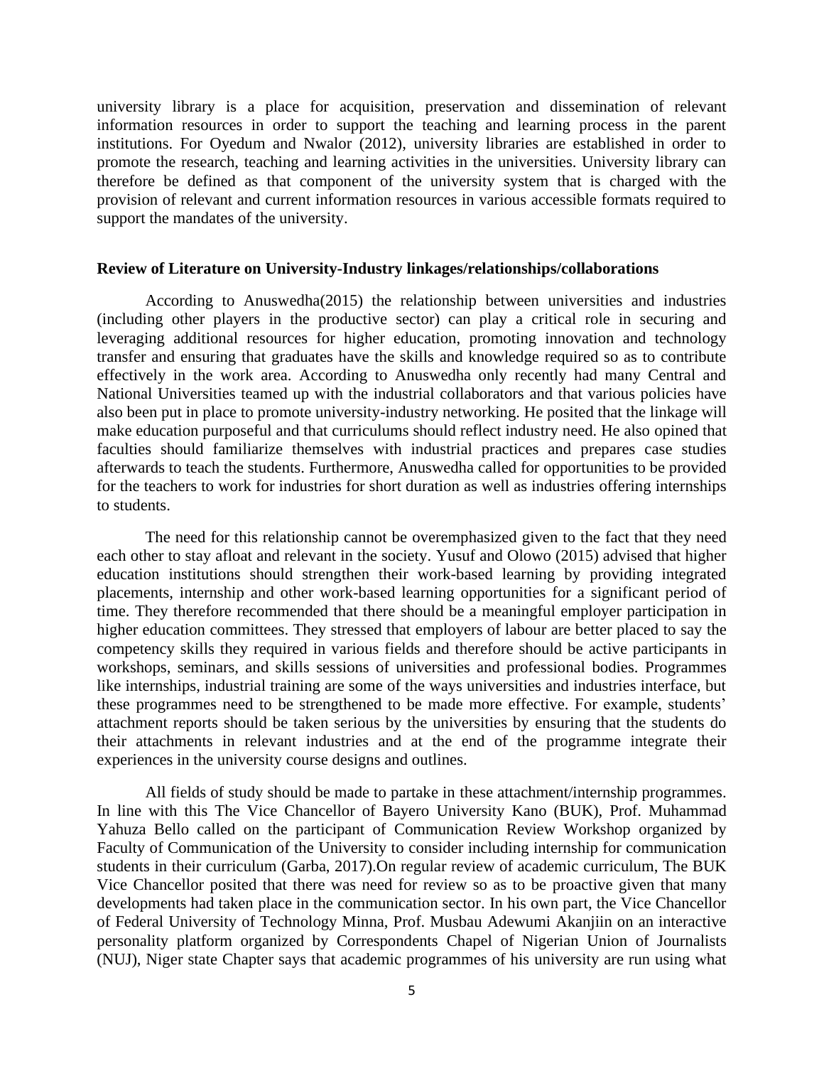university library is a place for acquisition, preservation and dissemination of relevant information resources in order to support the teaching and learning process in the parent institutions. For Oyedum and Nwalor (2012), university libraries are established in order to promote the research, teaching and learning activities in the universities. University library can therefore be defined as that component of the university system that is charged with the provision of relevant and current information resources in various accessible formats required to support the mandates of the university.

**Review of Literature on University-Industry linkages/relationships/collaborations**

According to Anuswedha(2015) the relationship between universities and industries (including other players in the productive sector) can play a critical role in securing and leveraging additional resources for higher education, promoting innovation and technology transfer and ensuring that graduates have the skills and knowledge required so as to contribute effectively in the work area. According to Anuswedha only recently had many Central and National Universities teamed up with the industrial collaborators and that various policies have also been put in place to promote university-industry networking. He posited that the linkage will make education purposeful and that curriculums should reflect industry need. He also opined that faculties should familiarize themselves with industrial practices and prepares case studies afterwards to teach the students. Furthermore, Anuswedha called for opportunities to be provided for the teachers to work for industries for short duration as well as industries offering internships to students.

The need for this relationship cannot be overemphasized given to the fact that they need each other to stay afloat and relevant in the society. Yusuf and Olowo (2015) advised that higher education institutions should strengthen their work-based learning by providing integrated placements, internship and other work-based learning opportunities for a significant period of time. They therefore recommended that there should be a meaningful employer participation in higher education committees. They stressed that employers of labour are better placed to say the competency skills they required in various fields and therefore should be active participants in workshops, seminars, and skills sessions of universities and professional bodies. Programmes like internships, industrial training are some of the ways universities and industries interface, but these programmes need to be strengthened to be made more effective. For example, students' attachment reports should be taken serious by the universities by ensuring that the students do their attachments in relevant industries and at the end of the programme integrate their experiences in the university course designs and outlines.

All fields of study should be made to partake in these attachment/internship programmes. In line with this The Vice Chancellor of Bayero University Kano (BUK), Prof. Muhammad Yahuza Bello called on the participant of Communication Review Workshop organized by Faculty of Communication of the University to consider including internship for communication students in their curriculum (Garba, 2017).On regular review of academic curriculum, The BUK Vice Chancellor posited that there was need for review so as to be proactive given that many developments had taken place in the communication sector. In his own part, the Vice Chancellor of Federal University of Technology Minna, Prof. Musbau Adewumi Akanjiin on an interactive personality platform organized by Correspondents Chapel of Nigerian Union of Journalists (NUJ), Niger state Chapter says that academic programmes of his university are run using what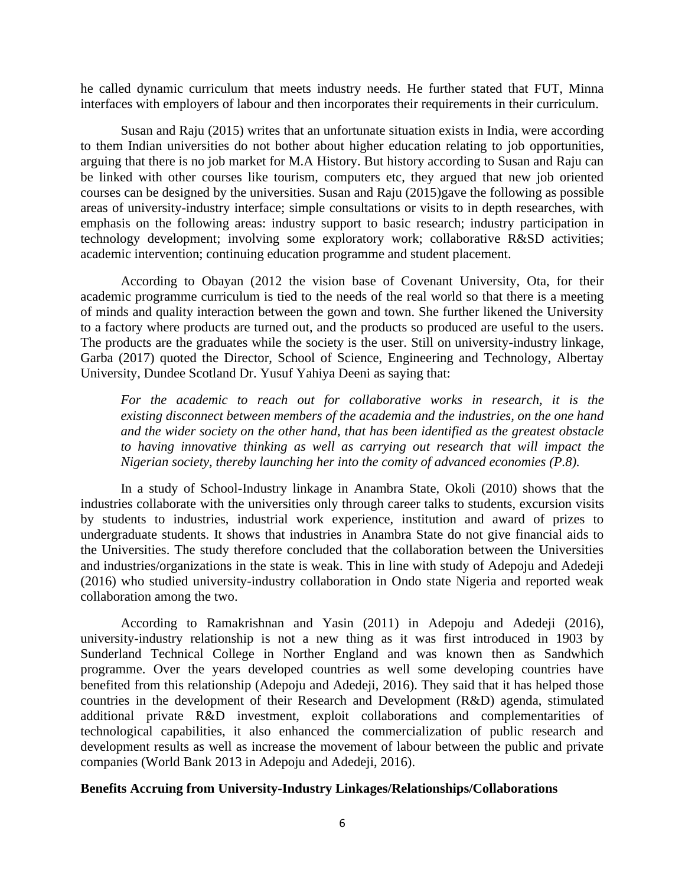he called dynamic curriculum that meets industry needs. He further stated that FUT, Minna interfaces with employers of labour and then incorporates their requirements in their curriculum.

Susan and Raju (2015) writes that an unfortunate situation exists in India, were according to them Indian universities do not bother about higher education relating to job opportunities, arguing that there is no job market for M.A History. But history according to Susan and Raju can be linked with other courses like tourism, computers etc, they argued that new job oriented courses can be designed by the universities. Susan and Raju (2015)gave the following as possible areas of university-industry interface; simple consultations or visits to in depth researches, with emphasis on the following areas: industry support to basic research; industry participation in technology development; involving some exploratory work; collaborative R&SD activities; academic intervention; continuing education programme and student placement.

According to Obayan (2012 the vision base of Covenant University, Ota, for their academic programme curriculum is tied to the needs of the real world so that there is a meeting of minds and quality interaction between the gown and town. She further likened the University to a factory where products are turned out, and the products so produced are useful to the users. The products are the graduates while the society is the user. Still on university-industry linkage, Garba (2017) quoted the Director, School of Science, Engineering and Technology, Albertay University, Dundee Scotland Dr. Yusuf Yahiya Deeni as saying that:

> *For the academic to reach out for collaborative works in research, it is the existing disconnect between members of the academia and the industries, on the one hand and the wider society on the other hand, that has been identified as the greatest obstacle to having innovative thinking as well as carrying out research that will impact the Nigerian society, thereby launching her into the comity of advanced economies (P.8).*

In a study of School-Industry linkage in Anambra State, Okoli (2010) shows that the industries collaborate with the universities only through career talks to students, excursion visits by students to industries, industrial work experience, institution and award of prizes to undergraduate students. It shows that industries in Anambra State do not give financial aids to the Universities. The study therefore concluded that the collaboration between the Universities and industries/organizations in the state is weak. This in line with study of Adepoju and Adedeji (2016) who studied university-industry collaboration in Ondo state Nigeria and reported weak collaboration among the two.

According to Ramakrishnan and Yasin (2011) in Adepoju and Adedeji (2016), university-industry relationship is not a new thing as it was first introduced in 1903 by Sunderland Technical College in Norther England and was known then as Sandwhich programme. Over the years developed countries as well some developing countries have benefited from this relationship (Adepoju and Adedeji, 2016). They said that it has helped those countries in the development of their Research and Development (R&D) agenda, stimulated additional private R&D investment, exploit collaborations and complementarities of technological capabilities, it also enhanced the commercialization of public research and development results as well as increase the movement of labour between the public and private companies (World Bank 2013 in Adepoju and Adedeji, 2016).

**Benefits Accruing from University-Industry Linkages/Relationships/Collaborations**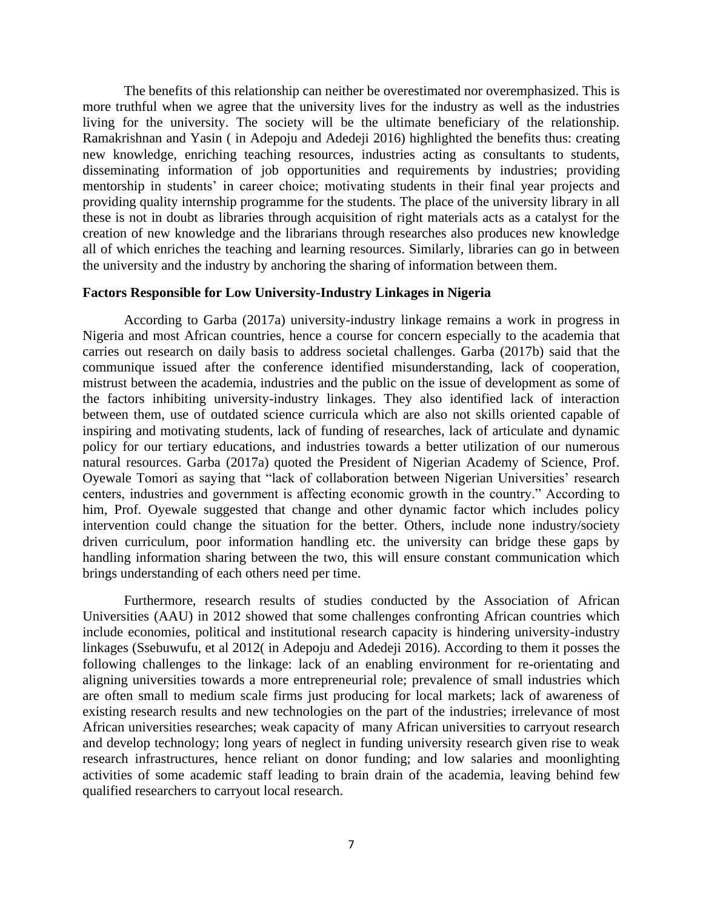The benefits of this relationship can neither be overestimated nor overemphasized. This is more truthful when we agree that the university lives for the industry as well as the industries living for the university. The society will be the ultimate beneficiary of the relationship. Ramakrishnan and Yasin ( in Adepoju and Adedeji 2016) highlighted the benefits thus: creating new knowledge, enriching teaching resources, industries acting as consultants to students, disseminating information of job opportunities and requirements by industries; providing mentorship in students' in career choice; motivating students in their final year projects and providing quality internship programme for the students. The place of the university library in all these is not in doubt as libraries through acquisition of right materials acts as a catalyst for the creation of new knowledge and the librarians through researches also produces new knowledge all of which enriches the teaching and learning resources. Similarly, libraries can go in between the university and the industry by anchoring the sharing of information between them.

**Factors Responsible for Low University-Industry Linkages in Nigeria**

According to Garba (2017a) university-industry linkage remains a work in progress in Nigeria and most African countries, hence a course for concern especially to the academia that carries out research on daily basis to address societal challenges. Garba (2017b) said that the communique issued after the conference identified misunderstanding, lack of cooperation, mistrust between the academia, industries and the public on the issue of development as some of the factors inhibiting university-industry linkages. They also identified lack of interaction between them, use of outdated science curricula which are also not skills oriented capable of inspiring and motivating students, lack of funding of researches, lack of articulate and dynamic policy for our tertiary educations, and industries towards a better utilization of our numerous natural resources. Garba (2017a) quoted the President of Nigerian Academy of Science, Prof. Oyewale Tomori as saying that "lack of collaboration between Nigerian Universities' research centers, industries and government is affecting economic growth in the country." According to him, Prof. Oyewale suggested that change and other dynamic factor which includes policy intervention could change the situation for the better. Others, include none industry/society driven curriculum, poor information handling etc. the university can bridge these gaps by handling information sharing between the two, this will ensure constant communication which brings understanding of each others need per time.

Furthermore, research results of studies conducted by the Association of African Universities (AAU) in 2012 showed that some challenges confronting African countries which include economies, political and institutional research capacity is hindering university-industry linkages (Ssebuwufu, et al 2012( in Adepoju and Adedeji 2016). According to them it posses the following challenges to the linkage: lack of an enabling environment for re-orientating and aligning universities towards a more entrepreneurial role; prevalence of small industries which are often small to medium scale firms just producing for local markets; lack of awareness of existing research results and new technologies on the part of the industries; irrelevance of most African universities researches; weak capacity of many African universities to carryout research and develop technology; long years of neglect in funding university research given rise to weak research infrastructures, hence reliant on donor funding; and low salaries and moonlighting activities of some academic staff leading to brain drain of the academia, leaving behind few qualified researchers to carryout local research.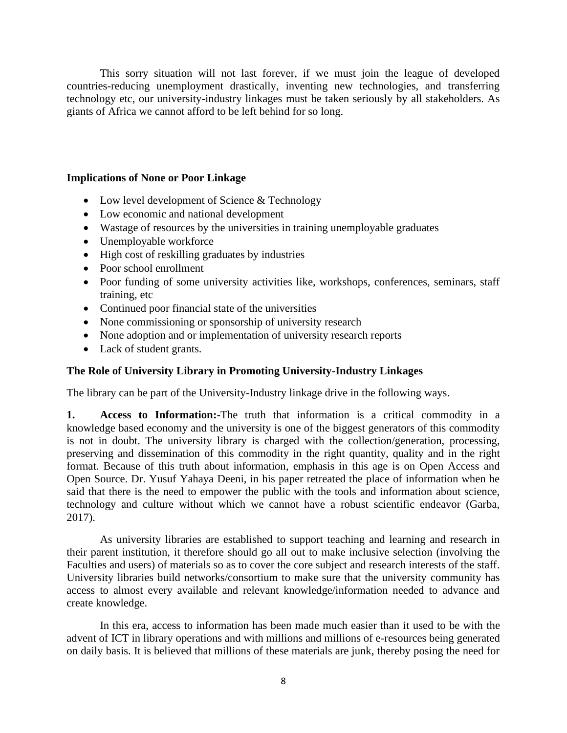This sorry situation will not last forever, if we must join the league of developed countries-reducing unemployment drastically, inventing new technologies, and transferring technology etc, our university-industry linkages must be taken seriously by all stakeholders. As giants of Africa we cannot afford to be left behind for so long.

### Implications of None or Poor Linkage

- Low level development of Science & Technology
- Low economic and national development
- Wastage of resources by the universities in training unemployable graduates
- Unemployable workforce
- High cost of reskilling graduates by industries
- Poor school enrollment
- Poor funding of some university activities like, workshops, conferences, seminars, staff training, etc
- Continued poor financial state of the universities
- None commissioning or sponsorship of university research
- None adoption and or implementation of university research reports
- Lack of student grants.

### The Role of University Library in Promoting University-Industry Linkages

The library can be part of the University-Industry linkage drive in the following ways.

**1. Access to Information:-**The truth that information is a critical commodity in a knowledge based economy and the university is one of the biggest generators of this commodity is not in doubt. The university library is charged with the collection/generation, processing, preserving and dissemination of this commodity in the right quantity, quality and in the right format. Because of this truth about information, emphasis in this age is on Open Access and Open Source. Dr. Yusuf Yahaya Deeni, in his paper retreated the place of information when he said that there is the need to empower the public with the tools and information about science, technology and culture without which we cannot have a robust scientific endeavor (Garba, 2017).

As university libraries are established to support teaching and learning and research in their parent institution, it therefore should go all out to make inclusive selection (involving the Faculties and users) of materials so as to cover the core subject and research interests of the staff. University libraries build networks/consortium to make sure that the university community has access to almost every available and relevant knowledge/information needed to advance and create knowledge.

In this era, access to information has been made much easier than it used to be with the advent of ICT in library operations and with millions and millions of e-resources being generated on daily basis. It is believed that millions of these materials are junk, thereby posing the need for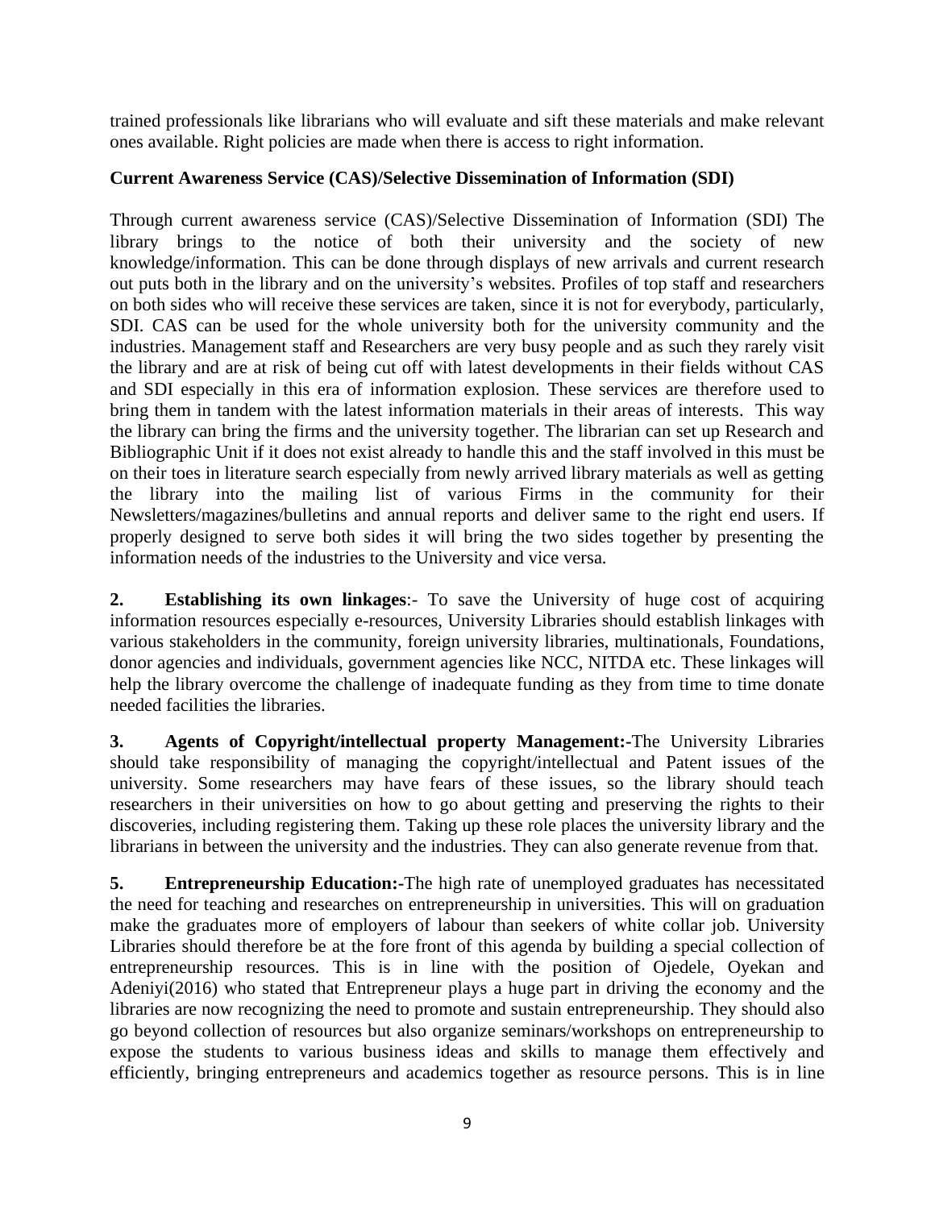trained professionals like librarians who will evaluate and sift these materials and make relevant ones available. Right policies are made when there is access to right information.

**Current Awareness Service (CAS)/Selective Dissemination of Information (SDI)**

Through current awareness service (CAS)/Selective Dissemination of Information (SDI) The library brings to the notice of both their university and the society of new knowledge/information. This can be done through displays of new arrivals and current research out puts both in the library and on the university's websites. Profiles of top staff and researchers on both sides who will receive these services are taken, since it is not for everybody, particularly, SDI. CAS can be used for the whole university both for the university community and the industries. Management staff and Researchers are very busy people and as such they rarely visit the library and are at risk of being cut off with latest developments in their fields without CAS and SDI especially in this era of information explosion. These services are therefore used to bring them in tandem with the latest information materials in their areas of interests. This way the library can bring the firms and the university together. The librarian can set up Research and Bibliographic Unit if it does not exist already to handle this and the staff involved in this must be on their toes in literature search especially from newly arrived library materials as well as getting the library into the mailing list of various Firms in the community for their Newsletters/magazines/bulletins and annual reports and deliver same to the right end users. If properly designed to serve both sides it will bring the two sides together by presenting the information needs of the industries to the University and vice versa.

**2. Establishing its own linkages**:- To save the University of huge cost of acquiring information resources especially e-resources, University Libraries should establish linkages with various stakeholders in the community, foreign university libraries, multinationals, Foundations, donor agencies and individuals, government agencies like NCC, NITDA etc. These linkages will help the library overcome the challenge of inadequate funding as they from time to time donate needed facilities the libraries.

**3. Agents of Copyright/intellectual property Management:-**The University Libraries should take responsibility of managing the copyright/intellectual and Patent issues of the university. Some researchers may have fears of these issues, so the library should teach researchers in their universities on how to go about getting and preserving the rights to their discoveries, including registering them. Taking up these role places the university library and the librarians in between the university and the industries. They can also generate revenue from that.

**5. Entrepreneurship Education:-**The high rate of unemployed graduates has necessitated the need for teaching and researches on entrepreneurship in universities. This will on graduation make the graduates more of employers of labour than seekers of white collar job. University Libraries should therefore be at the fore front of this agenda by building a special collection of entrepreneurship resources. This is in line with the position of Ojedele, Oyekan and Adeniyi(2016) who stated that Entrepreneur plays a huge part in driving the economy and the libraries are now recognizing the need to promote and sustain entrepreneurship. They should also go beyond collection of resources but also organize seminars/workshops on entrepreneurship to expose the students to various business ideas and skills to manage them effectively and efficiently, bringing entrepreneurs and academics together as resource persons. This is in line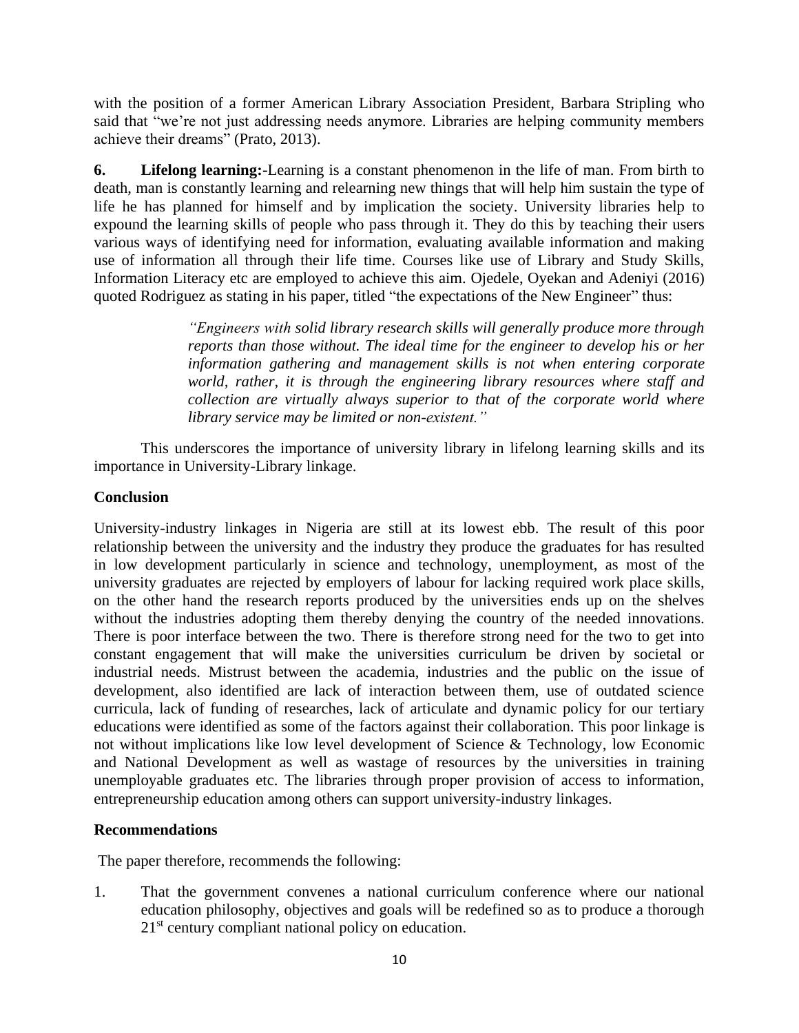with the position of a former American Library Association President, Barbara Stripling who said that "we're not just addressing needs anymore. Libraries are helping community members achieve their dreams" (Prato, 2013).

**6. Lifelong learning:-**Learning is a constant phenomenon in the life of man. From birth to death, man is constantly learning and relearning new things that will help him sustain the type of life he has planned for himself and by implication the society. University libraries help to expound the learning skills of people who pass through it. They do this by teaching their users various ways of identifying need for information, evaluating available information and making use of information all through their life time. Courses like use of Library and Study Skills, Information Literacy etc are employed to achieve this aim. Ojedele, Oyekan and Adeniyi (2016) quoted Rodriguez as stating in his paper, titled "the expectations of the New Engineer" thus:

> *"Engineers with solid library research skills will generally produce more through reports than those without. The ideal time for the engineer to develop his or her information gathering and management skills is not when entering corporate world, rather, it is through the engineering library resources where staff and collection are virtually always superior to that of the corporate world where library service may be limited or non-existent."*

This underscores the importance of university library in lifelong learning skills and its importance in University-Library linkage.

## Conclusion

University-industry linkages in Nigeria are still at its lowest ebb. The result of this poor relationship between the university and the industry they produce the graduates for has resulted in low development particularly in science and technology, unemployment, as most of the university graduates are rejected by employers of labour for lacking required work place skills, on the other hand the research reports produced by the universities ends up on the shelves without the industries adopting them thereby denying the country of the needed innovations. There is poor interface between the two. There is therefore strong need for the two to get into constant engagement that will make the universities curriculum be driven by societal or industrial needs. Mistrust between the academia, industries and the public on the issue of development, also identified are lack of interaction between them, use of outdated science curricula, lack of funding of researches, lack of articulate and dynamic policy for our tertiary educations were identified as some of the factors against their collaboration. This poor linkage is not without implications like low level development of Science & Technology, low Economic and National Development as well as wastage of resources by the universities in training unemployable graduates etc. The libraries through proper provision of access to information, entrepreneurship education among others can support university-industry linkages.

## Recommendations

The paper therefore, recommends the following:

1. That the government convenes a national curriculum conference where our national education philosophy, objectives and goals will be redefined so as to produce a thorough 21st century compliant national policy on education.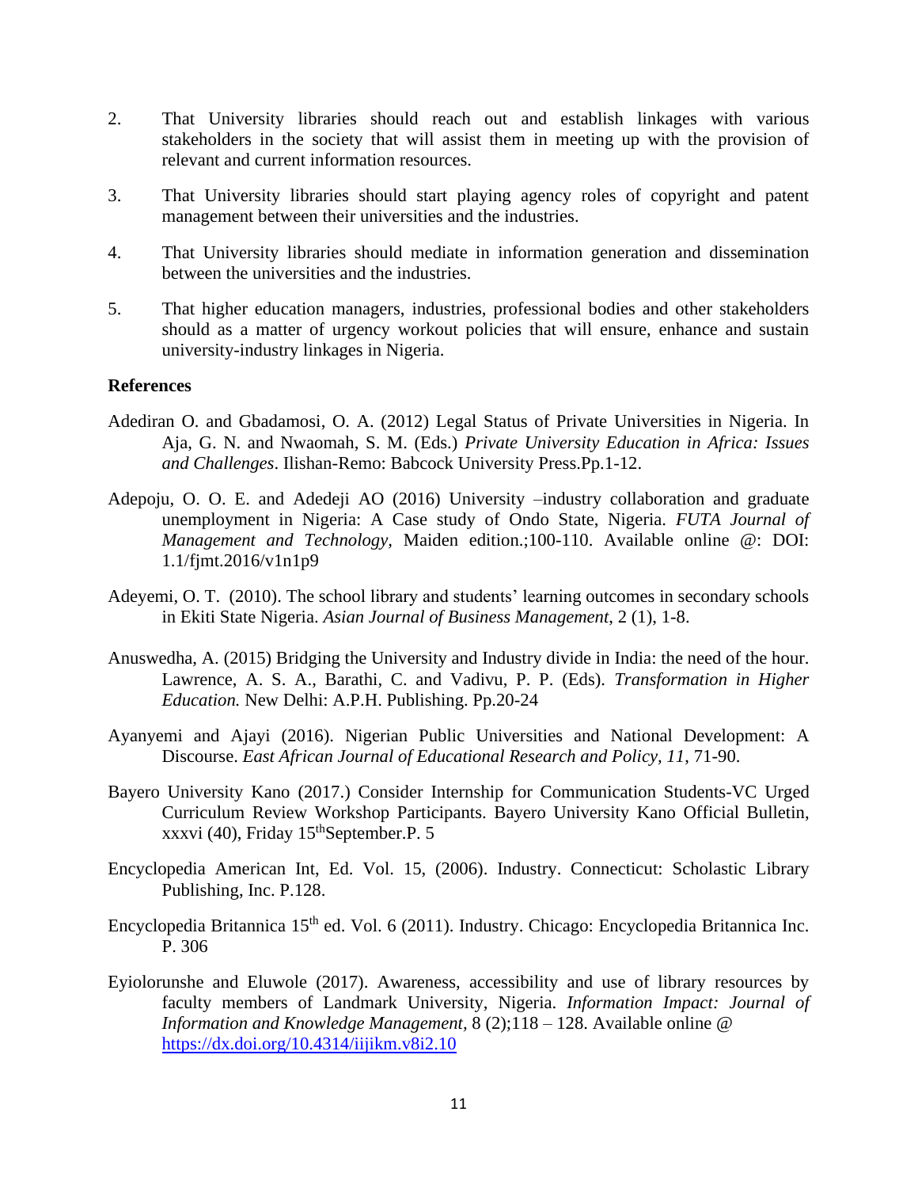2. That University libraries should reach out and establish linkages with various stakeholders in the society that will assist them in meeting up with the provision of relevant and current information resources.

3. That University libraries should start playing agency roles of copyright and patent management between their universities and the industries.

4. That University libraries should mediate in information generation and dissemination between the universities and the industries.

5. That higher education managers, industries, professional bodies and other stakeholders should as a matter of urgency workout policies that will ensure, enhance and sustain university-industry linkages in Nigeria.

**References**

Adediran O. and Gbadamosi, O. A. (2012) Legal Status of Private Universities in Nigeria. In Aja, G. N. and Nwaomah, S. M. (Eds.) *Private University Education in Africa: Issues and Challenges*. Ilishan-Remo: Babcock University Press.Pp.1-12.

Adepoju, O. O. E. and Adedeji AO (2016) University –industry collaboration and graduate unemployment in Nigeria: A Case study of Ondo State, Nigeria. *FUTA Journal of Management and Technology,* Maiden edition.;100-110. Available online @: DOI: 1.1/fjmt.2016/v1n1p9

Adeyemi, O. T. (2010). The school library and students' learning outcomes in secondary schools in Ekiti State Nigeria. *Asian Journal of Business Management*, 2 (1), 1-8.

Anuswedha, A. (2015) Bridging the University and Industry divide in India: the need of the hour. Lawrence, A. S. A., Barathi, C. and Vadivu, P. P. (Eds). *Transformation in Higher Education.* New Delhi: A.P.H. Publishing. Pp.20-24

Ayanyemi and Ajayi (2016). Nigerian Public Universities and National Development: A Discourse. *East African Journal of Educational Research and Policy, 11*, 71-90.

Bayero University Kano (2017.) Consider Internship for Communication Students-VC Urged Curriculum Review Workshop Participants. Bayero University Kano Official Bulletin, xxxvi (40), Friday 15th September.P. 5

Encyclopedia American Int, Ed. Vol. 15, (2006). Industry. Connecticut: Scholastic Library Publishing, Inc. P.128.

Encyclopedia Britannica 15th ed. Vol. 6 (2011). Industry. Chicago: Encyclopedia Britannica Inc. P. 306

Eyiolorunshe and Eluwole (2017). Awareness, accessibility and use of library resources by faculty members of Landmark University, Nigeria. *Information Impact: Journal of Information and Knowledge Management*, 8 (2);118 – 128. Available online @ https://dx.doi.org/10.4314/iijikm.v8i2.10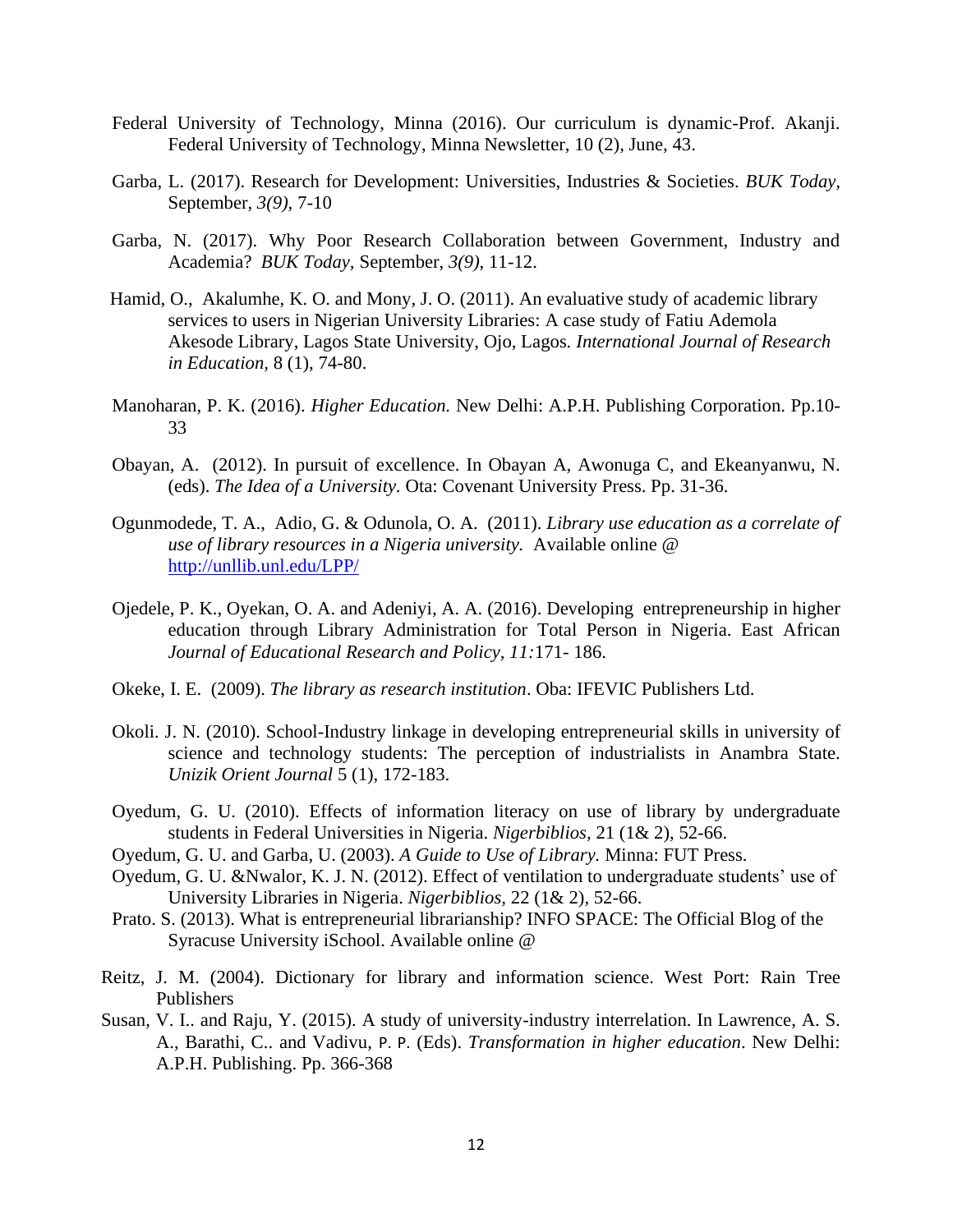Federal University of Technology, Minna (2016). Our curriculum is dynamic-Prof. Akanji. Federal University of Technology, Minna Newsletter, 10 (2), June, 43.

Garba, L. (2017). Research for Development: Universities, Industries & Societies. *BUK Today,* September, *3(9)*, 7-10

Garba, N. (2017). Why Poor Research Collaboration between Government, Industry and Academia? *BUK Today,* September, *3(9)*, 11-12.

Hamid, O., Akalumhe, K. O. and Mony, J. O. (2011). An evaluative study of academic library services to users in Nigerian University Libraries: A case study of Fatiu Ademola Akesode Library, Lagos State University, Ojo, Lagos. *International Journal of Research in Education,* 8 (1), 74-80.

Manoharan, P. K. (2016). *Higher Education.* New Delhi: A.P.H. Publishing Corporation. Pp.10-33

Obayan, A. (2012). In pursuit of excellence. In Obayan A, Awonuga C, and Ekeanyanwu, N. (eds). *The Idea of a University.* Ota: Covenant University Press. Pp. 31-36.

Ogunmodede, T. A., Adio, G. & Odunola, O. A. (2011). *Library use education as a correlate of use of library resources in a Nigeria university.* Available online @ http://unllib.unl.edu/LPP/

Ojedele, P. K., Oyekan, O. A. and Adeniyi, A. A. (2016). Developing entrepreneurship in higher education through Library Administration for Total Person in Nigeria. East African *Journal of Educational Research and Policy, 11:*171- 186.

Okeke, I. E. (2009). *The library as research institution*. Oba: IFEVIC Publishers Ltd.

Okoli. J. N. (2010). School-Industry linkage in developing entrepreneurial skills in university of science and technology students: The perception of industrialists in Anambra State. *Unizik Orient Journal* 5 (1), 172-183.

Oyedum, G. U. (2010). Effects of information literacy on use of library by undergraduate students in Federal Universities in Nigeria. *Nigerbiblios,* 21 (1& 2), 52-66.

Oyedum, G. U. and Garba, U. (2003). *A Guide to Use of Library.* Minna: FUT Press.

Oyedum, G. U. &Nwalor, K. J. N. (2012). Effect of ventilation to undergraduate students' use of University Libraries in Nigeria. *Nigerbiblios,* 22 (1& 2), 52-66.

Prato. S. (2013). What is entrepreneurial librarianship? INFO SPACE: The Official Blog of the Syracuse University iSchool. Available online @

Reitz, J. M. (2004). Dictionary for library and information science. West Port: Rain Tree Publishers

Susan, V. I.. and Raju, Y. (2015). A study of university-industry interrelation. In Lawrence, A. S. A., Barathi, C.. and Vadivu, P. P. (Eds). *Transformation in higher education*. New Delhi: A.P.H. Publishing. Pp. 366-368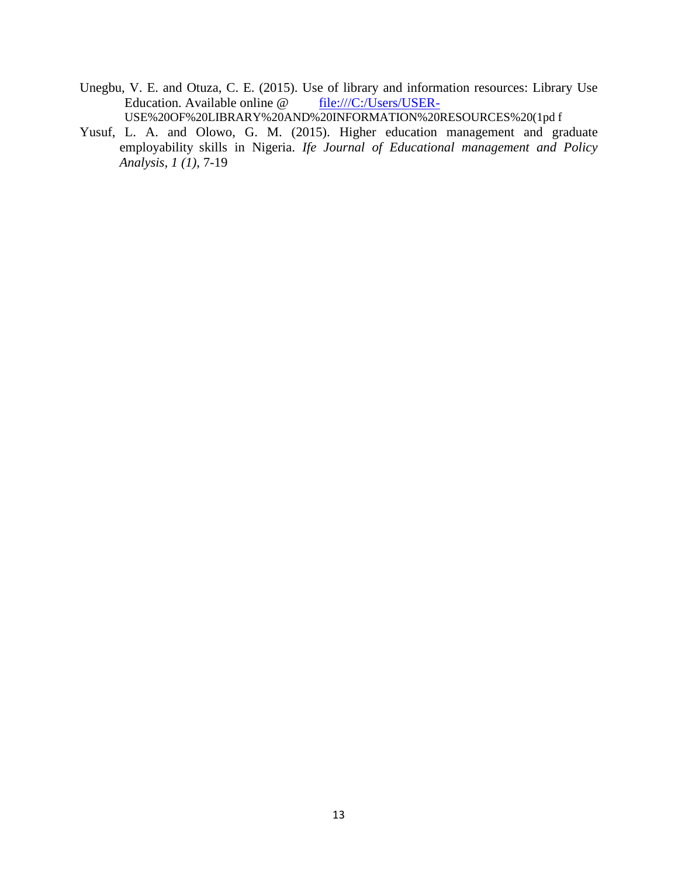Unegbu, V. E. and Otuza, C. E. (2015). Use of library and information resources: Library Use Education. Available online @ [file:///C:/Users/USER-](file:///C:/Users/USER-) USE%20OF%20LIBRARY%20AND%20INFORMATION%20RESOURCES%20(1pd f

Yusuf, L. A. and Olowo, G. M. (2015). Higher education management and graduate employability skills in Nigeria. *Ife Journal of Educational management and Policy Analysis, 1 (1)*, 7-19